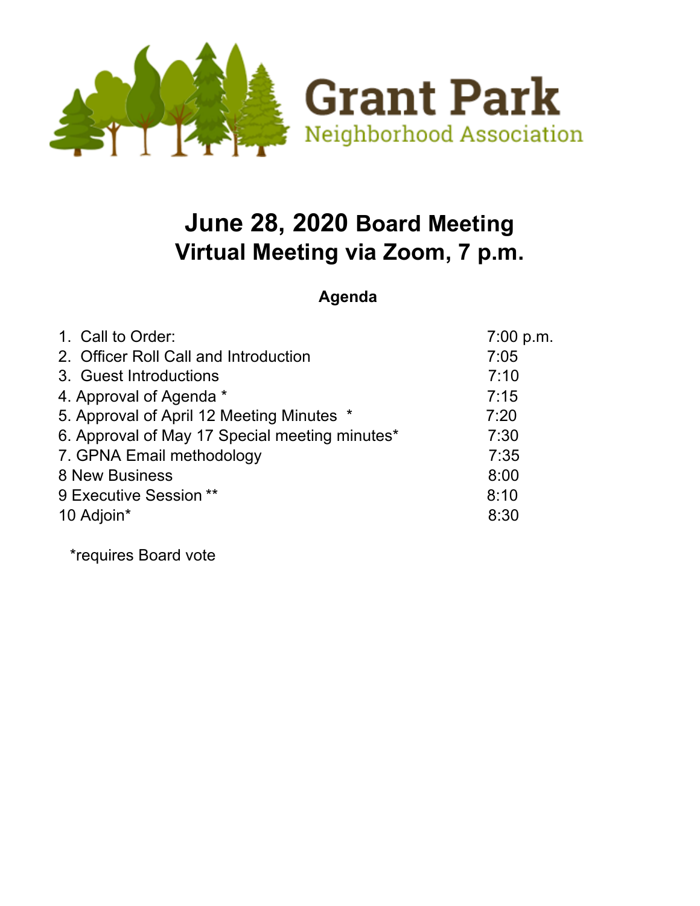Grant Park
Neighborhood Association

# June 28, 2020 Board Meeting
# Virtual Meeting via Zoom, 7 p.m.

**Agenda**

| | |
|---|---|
| 1. Call to Order: | 7:00 p.m. |
| 2. Officer Roll Call and Introduction | 7:05 |
| 3. Guest Introductions | 7:10 |
| 4. Approval of Agenda * | 7:15 |
| 5. Approval of April 12 Meeting Minutes * | 7:20 |
| 6. Approval of May 17 Special meeting minutes* | 7:30 |
| 7. GPNA Email methodology | 7:35 |
| 8 New Business | 8:00 |
| 9 Executive Session ** | 8:10 |
| 10 Adjoin* | 8:30 |

*requires Board vote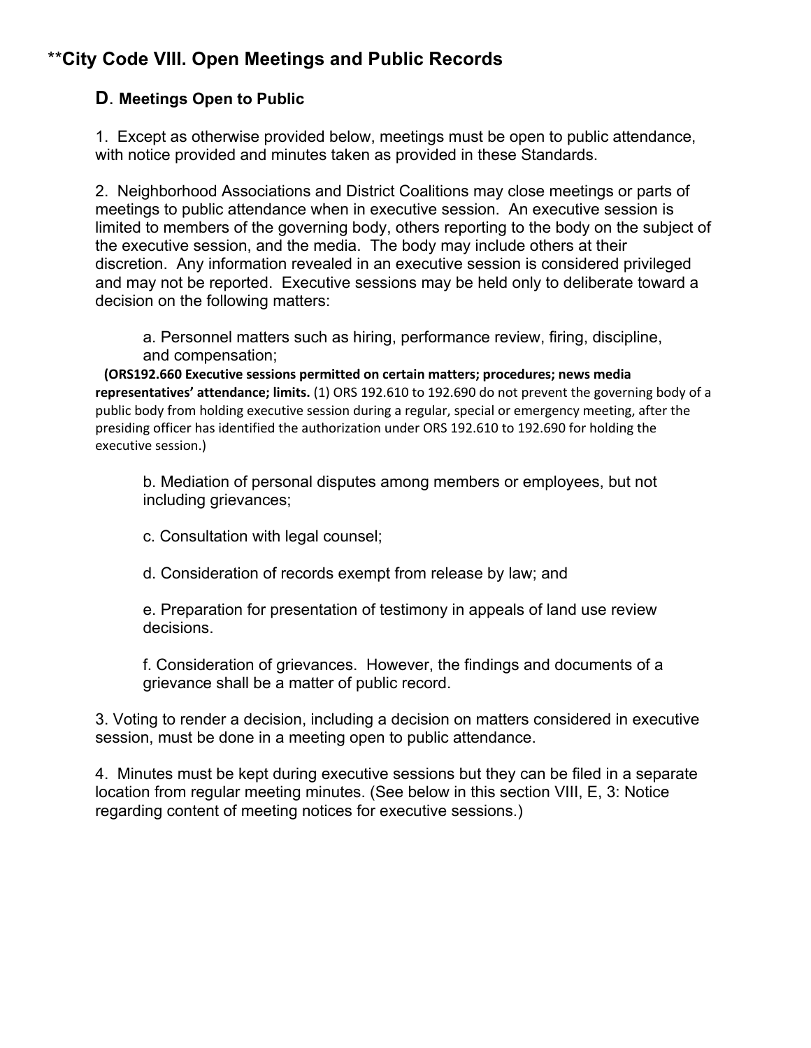## **City Code VIII. Open Meetings and Public Records

### D. Meetings Open to Public

1. Except as otherwise provided below, meetings must be open to public attendance, with notice provided and minutes taken as provided in these Standards.

2. Neighborhood Associations and District Coalitions may close meetings or parts of meetings to public attendance when in executive session. An executive session is limited to members of the governing body, others reporting to the body on the subject of the executive session, and the media. The body may include others at their discretion. Any information revealed in an executive session is considered privileged and may not be reported. Executive sessions may be held only to deliberate toward a decision on the following matters:

   a. Personnel matters such as hiring, performance review, firing, discipline, and compensation;

   (**ORS192.660 Executive sessions permitted on certain matters; procedures; news media representatives' attendance; limits.** (1) ORS 192.610 to 192.690 do not prevent the governing body of a public body from holding executive session during a regular, special or emergency meeting, after the presiding officer has identified the authorization under ORS 192.610 to 192.690 for holding the executive session.)

   b. Mediation of personal disputes among members or employees, but not including grievances;

   c. Consultation with legal counsel;

   d. Consideration of records exempt from release by law; and

   e. Preparation for presentation of testimony in appeals of land use review decisions.

   f. Consideration of grievances. However, the findings and documents of a grievance shall be a matter of public record.

3. Voting to render a decision, including a decision on matters considered in executive session, must be done in a meeting open to public attendance.

4. Minutes must be kept during executive sessions but they can be filed in a separate location from regular meeting minutes. (See below in this section VIII, E, 3: Notice regarding content of meeting notices for executive sessions.)